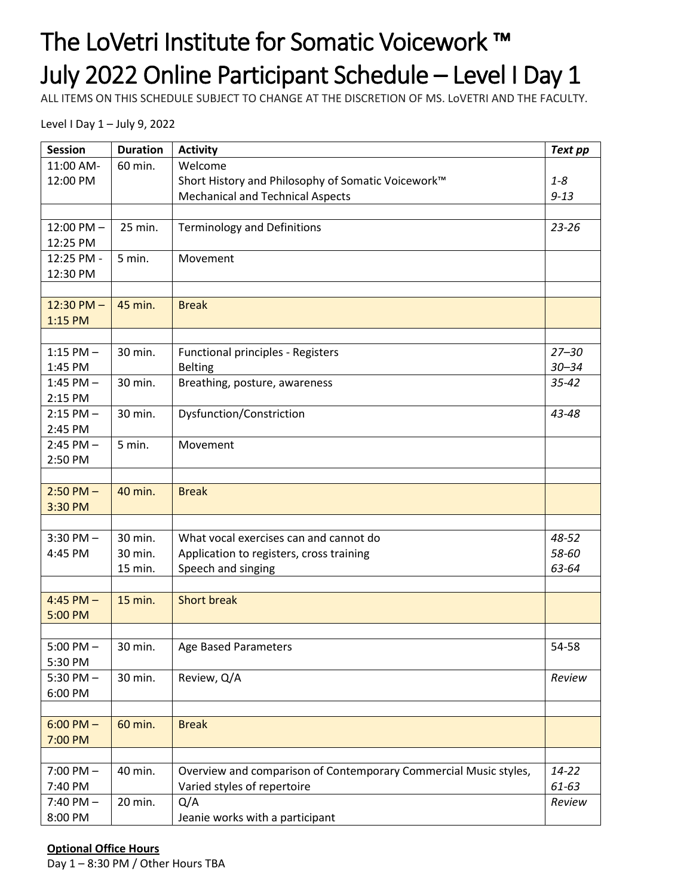# The LoVetri Institute for Somatic Voicework ™
# July 2022 Online Participant Schedule – Level I Day 1

ALL ITEMS ON THIS SCHEDULE SUBJECT TO CHANGE AT THE DISCRETION OF MS. LoVETRI AND THE FACULTY.

Level I Day 1 – July 9, 2022

| Session | Duration | Activity | *Text pp* |
|---|---|---|---|
| 11:00 AM-12:00 PM | 60 min. | Welcome<br>Short History and Philosophy of Somatic Voicework™<br>Mechanical and Technical Aspects | <br>*1-8*<br>*9-13* |
| | | | |
| 12:00 PM – 12:25 PM | 25 min. | Terminology and Definitions | *23-26* |
| 12:25 PM - 12:30 PM | 5 min. | Movement | |
| | | | |
| 12:30 PM – 1:15 PM | 45 min. | Break | |
| | | | |
| 1:15 PM – 1:45 PM | 30 min. | Functional principles - Registers<br>Belting | *27–30*<br>*30–34* |
| 1:45 PM – 2:15 PM | 30 min. | Breathing, posture, awareness | *35-42* |
| 2:15 PM – 2:45 PM | 30 min. | Dysfunction/Constriction | *43-48* |
| 2:45 PM – 2:50 PM | 5 min. | Movement | |
| | | | |
| 2:50 PM – 3:30 PM | 40 min. | Break | |
| | | | |
| 3:30 PM – 4:45 PM | 30 min.<br>30 min.<br>15 min. | What vocal exercises can and cannot do<br>Application to registers, cross training<br>Speech and singing | *48-52*<br>*58-60*<br>*63-64* |
| | | | |
| 4:45 PM – 5:00 PM | 15 min. | Short break | |
| | | | |
| 5:00 PM – 5:30 PM | 30 min. | Age Based Parameters | 54-58 |
| 5:30 PM – 6:00 PM | 30 min. | Review, Q/A | *Review* |
| | | | |
| 6:00 PM – 7:00 PM | 60 min. | Break | |
| | | | |
| 7:00 PM – 7:40 PM | 40 min. | Overview and comparison of Contemporary Commercial Music styles,<br>Varied styles of repertoire | *14-22*<br>*61-63* |
| 7:40 PM – 8:00 PM | 20 min. | Q/A<br>Jeanie works with a participant | *Review* |

**Optional Office Hours**

Day 1 – 8:30 PM / Other Hours TBA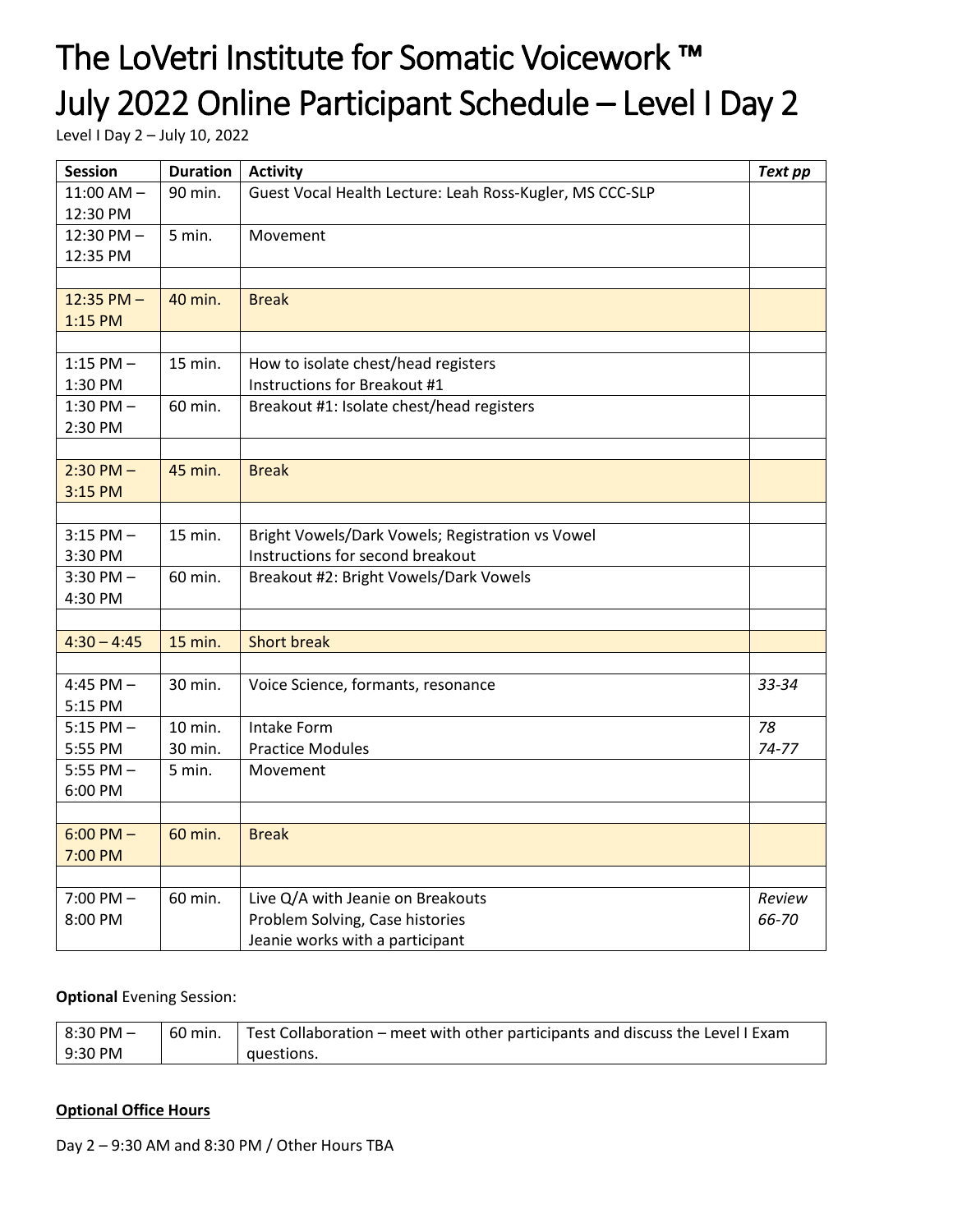# The LoVetri Institute for Somatic Voicework ™
# July 2022 Online Participant Schedule – Level I Day 2

Level I Day 2 – July 10, 2022

| Session | Duration | Activity | *Text pp* |
|---|---|---|---|
| 11:00 AM – 12:30 PM | 90 min. | Guest Vocal Health Lecture: Leah Ross-Kugler, MS CCC-SLP | |
| 12:30 PM – 12:35 PM | 5 min. | Movement | |
| | | | |
| 12:35 PM – 1:15 PM | 40 min. | Break | |
| | | | |
| 1:15 PM – 1:30 PM | 15 min. | How to isolate chest/head registers<br>Instructions for Breakout #1 | |
| 1:30 PM – 2:30 PM | 60 min. | Breakout #1: Isolate chest/head registers | |
| | | | |
| 2:30 PM – 3:15 PM | 45 min. | Break | |
| | | | |
| 3:15 PM – 3:30 PM | 15 min. | Bright Vowels/Dark Vowels; Registration vs Vowel<br>Instructions for second breakout | |
| 3:30 PM – 4:30 PM | 60 min. | Breakout #2: Bright Vowels/Dark Vowels | |
| | | | |
| 4:30 – 4:45 | 15 min. | Short break | |
| | | | |
| 4:45 PM – 5:15 PM | 30 min. | Voice Science, formants, resonance | *33-34* |
| 5:15 PM – 5:55 PM | 10 min.<br>30 min. | Intake Form<br>Practice Modules | *78*<br>*74-77* |
| 5:55 PM – 6:00 PM | 5 min. | Movement | |
| | | | |
| 6:00 PM – 7:00 PM | 60 min. | Break | |
| | | | |
| 7:00 PM – 8:00 PM | 60 min. | Live Q/A with Jeanie on Breakouts<br>Problem Solving, Case histories<br>Jeanie works with a participant | *Review 66-70* |

**Optional** Evening Session:

| | | |
|---|---|---|
| 8:30 PM – 9:30 PM | 60 min. | Test Collaboration – meet with other participants and discuss the Level I Exam questions. |

**Optional Office Hours**

Day 2 – 9:30 AM and 8:30 PM / Other Hours TBA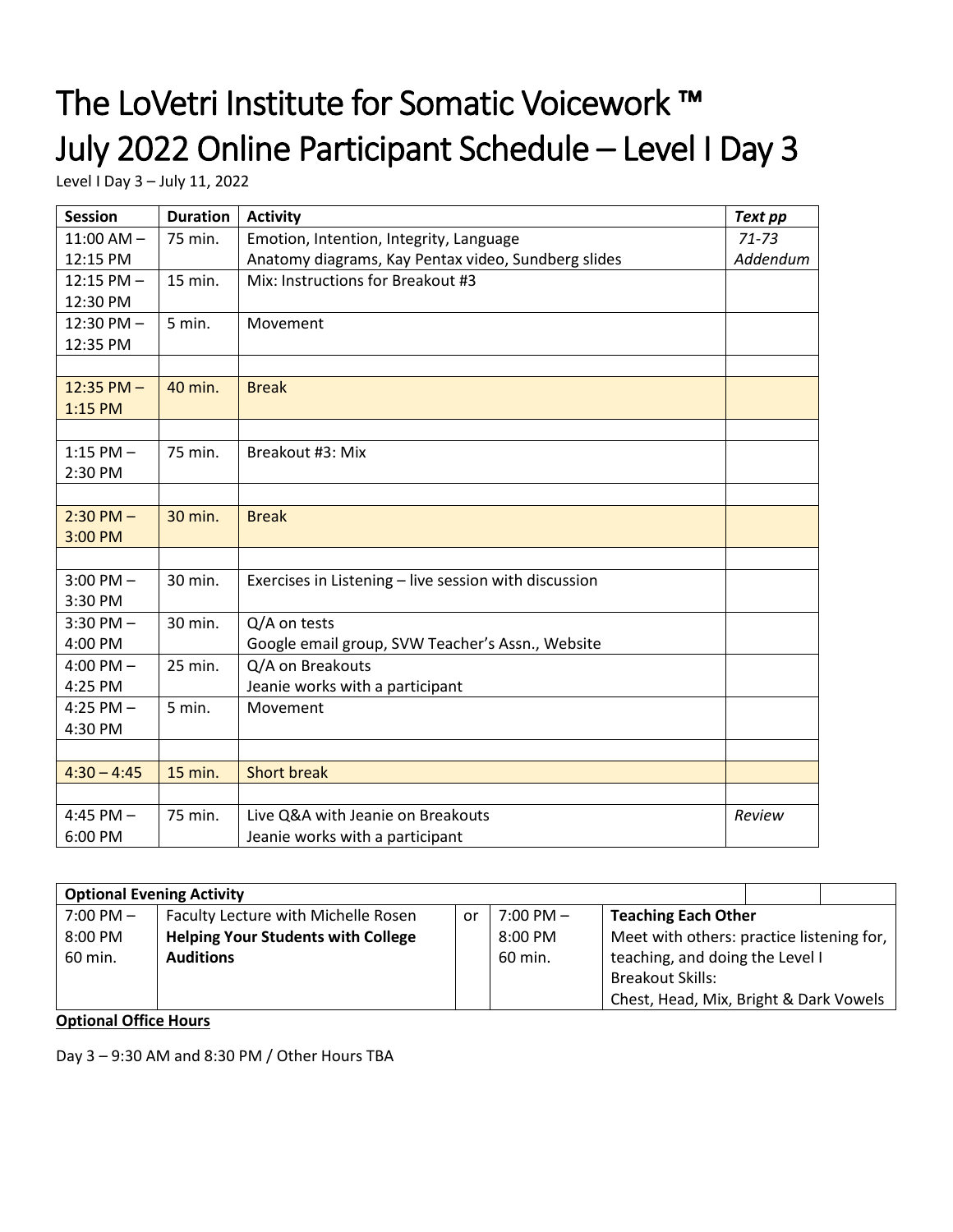# The LoVetri Institute for Somatic Voicework ™
# July 2022 Online Participant Schedule – Level I Day 3

Level I Day 3 – July 11, 2022

| Session | Duration | Activity | *Text pp* |
|---|---|---|---|
| 11:00 AM – 12:15 PM | 75 min. | Emotion, Intention, Integrity, Language<br>Anatomy diagrams, Kay Pentax video, Sundberg slides | *71-73*<br>*Addendum* |
| 12:15 PM – 12:30 PM | 15 min. | Mix: Instructions for Breakout #3 | |
| 12:30 PM – 12:35 PM | 5 min. | Movement | |
| | | | |
| 12:35 PM – 1:15 PM | 40 min. | Break | |
| | | | |
| 1:15 PM – 2:30 PM | 75 min. | Breakout #3: Mix | |
| | | | |
| 2:30 PM – 3:00 PM | 30 min. | Break | |
| | | | |
| 3:00 PM – 3:30 PM | 30 min. | Exercises in Listening – live session with discussion | |
| 3:30 PM – 4:00 PM | 30 min. | Q/A on tests<br>Google email group, SVW Teacher's Assn., Website | |
| 4:00 PM – 4:25 PM | 25 min. | Q/A on Breakouts<br>Jeanie works with a participant | |
| 4:25 PM – 4:30 PM | 5 min. | Movement | |
| | | | |
| 4:30 – 4:45 | 15 min. | Short break | |
| | | | |
| 4:45 PM – 6:00 PM | 75 min. | Live Q&A with Jeanie on Breakouts<br>Jeanie works with a participant | *Review* |

| **Optional Evening Activity** | | | | |
|---|---|---|---|---|
| 7:00 PM – 8:00 PM 60 min. | Faculty Lecture with Michelle Rosen **Helping Your Students with College Auditions** | or | 7:00 PM – 8:00 PM 60 min. | **Teaching Each Other** Meet with others: practice listening for, teaching, and doing the Level I Breakout Skills: Chest, Head, Mix, Bright & Dark Vowels |

**Optional Office Hours**

Day 3 – 9:30 AM and 8:30 PM / Other Hours TBA